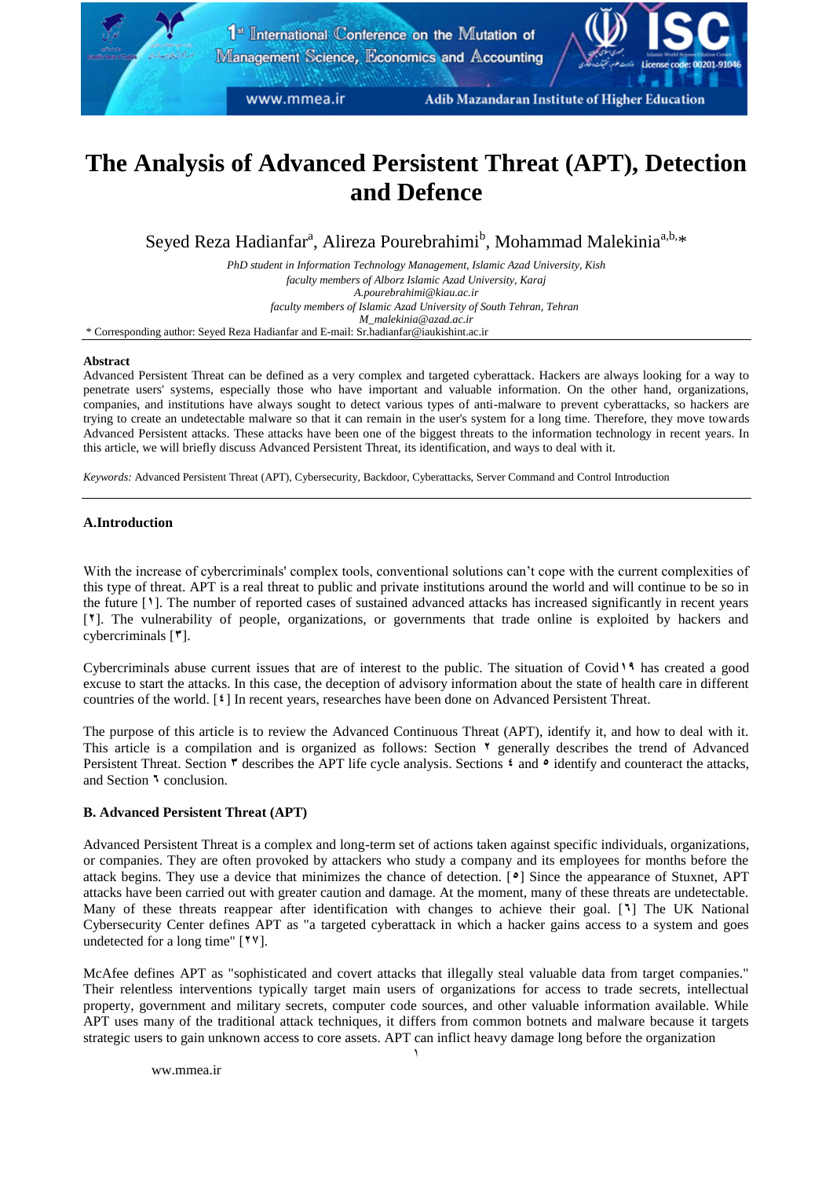# The Analysis of Advanced Persistent Threat (APT), Detection and Defence

Seyed Reza Hadianfar[a], Alireza Pourebrahimi[b], Mohammad Malekinia[a,b,*]

*PhD student in Information Technology Management, Islamic Azad University, Kish*
*faculty members of Alborz Islamic Azad University, Karaj*
*A.pourebrahimi@kiau.ac.ir*
*faculty members of Islamic Azad University of South Tehran, Tehran*
*M_malekinia@azad.ac.ir*

* Corresponding author: Seyed Reza Hadianfar and E-mail: Sr.hadianfar@iaukishint.ac.ir

**Abstract**

Advanced Persistent Threat can be defined as a very complex and targeted cyberattack. Hackers are always looking for a way to penetrate users' systems, especially those who have important and valuable information. On the other hand, organizations, companies, and institutions have always sought to detect various types of anti-malware to prevent cyberattacks, so hackers are trying to create an undetectable malware so that it can remain in the user's system for a long time. Therefore, they move towards Advanced Persistent attacks. These attacks have been one of the biggest threats to the information technology in recent years. In this article, we will briefly discuss Advanced Persistent Threat, its identification, and ways to deal with it.

*Keywords:* Advanced Persistent Threat (APT), Cybersecurity, Backdoor, Cyberattacks, Server Command and Control Introduction

## A.Introduction

With the increase of cybercriminals' complex tools, conventional solutions can't cope with the current complexities of this type of threat. APT is a real threat to public and private institutions around the world and will continue to be so in the future [۱]. The number of reported cases of sustained advanced attacks has increased significantly in recent years [۲]. The vulnerability of people, organizations, or governments that trade online is exploited by hackers and cybercriminals [۳].

Cybercriminals abuse current issues that are of interest to the public. The situation of Covid۱۹ has created a good excuse to start the attacks. In this case, the deception of advisory information about the state of health care in different countries of the world. [٤] In recent years, researches have been done on Advanced Persistent Threat.

The purpose of this article is to review the Advanced Continuous Threat (APT), identify it, and how to deal with it. This article is a compilation and is organized as follows: Section ۲ generally describes the trend of Advanced Persistent Threat. Section ۳ describes the APT life cycle analysis. Sections ٤ and ٥ identify and counteract the attacks, and Section ٦ conclusion.

## B. Advanced Persistent Threat (APT)

Advanced Persistent Threat is a complex and long-term set of actions taken against specific individuals, organizations, or companies. They are often provoked by attackers who study a company and its employees for months before the attack begins. They use a device that minimizes the chance of detection. [٥] Since the appearance of Stuxnet, APT attacks have been carried out with greater caution and damage. At the moment, many of these threats are undetectable. Many of these threats reappear after identification with changes to achieve their goal. [٦] The UK National Cybersecurity Center defines APT as "a targeted cyberattack in which a hacker gains access to a system and goes undetected for a long time" [۲۷].

McAfee defines APT as "sophisticated and covert attacks that illegally steal valuable data from target companies." Their relentless interventions typically target main users of organizations for access to trade secrets, intellectual property, government and military secrets, computer code sources, and other valuable information available. While APT uses many of the traditional attack techniques, it differs from common botnets and malware because it targets strategic users to gain unknown access to core assets. APT can inflict heavy damage long before the organization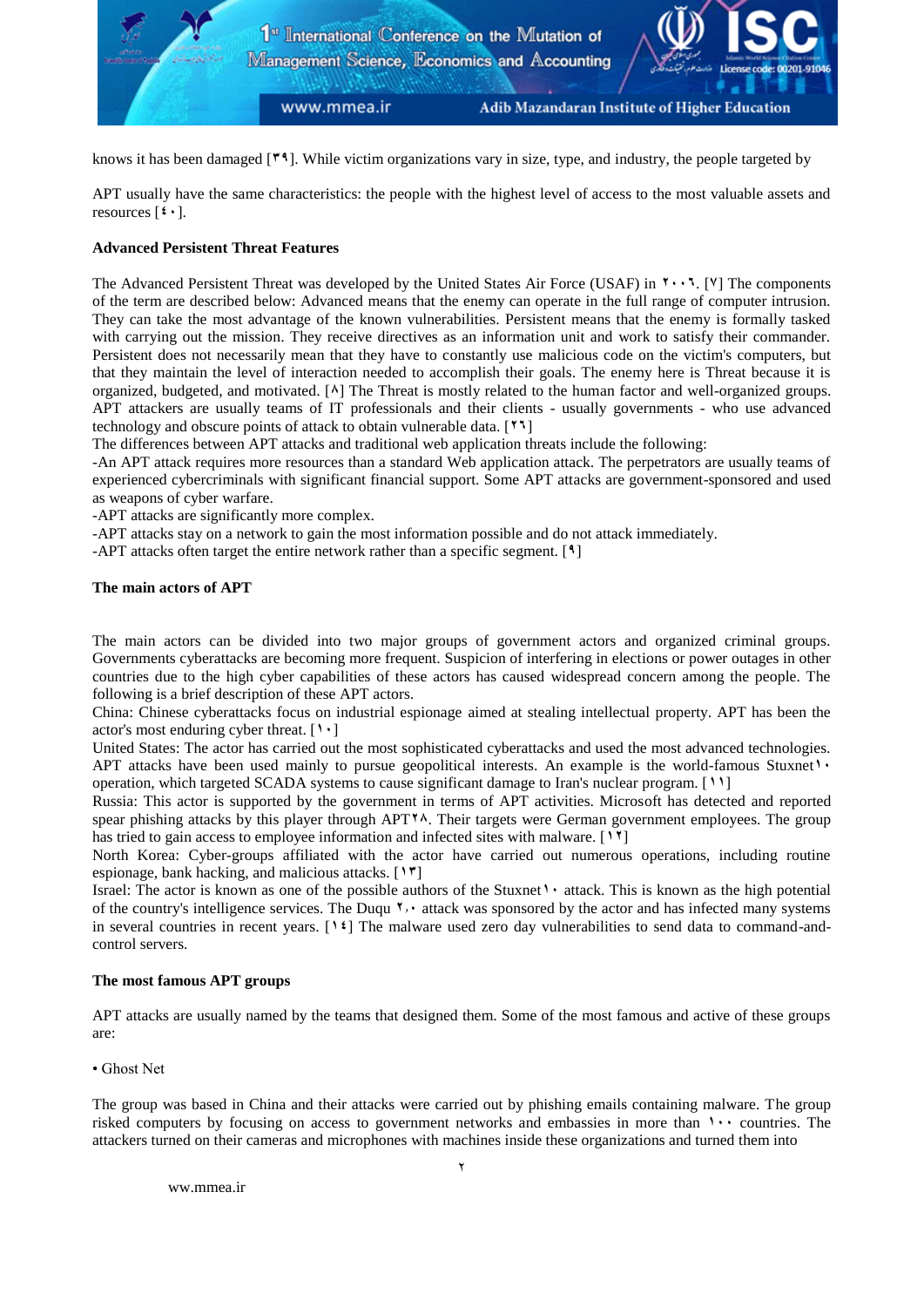knows it has been damaged [۳۹]. While victim organizations vary in size, type, and industry, the people targeted by

APT usually have the same characteristics: the people with the highest level of access to the most valuable assets and resources [۴۰].

**Advanced Persistent Threat Features**

The Advanced Persistent Threat was developed by the United States Air Force (USAF) in ۲۰۰۶. [۷] The components of the term are described below: Advanced means that the enemy can operate in the full range of computer intrusion. They can take the most advantage of the known vulnerabilities. Persistent means that the enemy is formally tasked with carrying out the mission. They receive directives as an information unit and work to satisfy their commander. Persistent does not necessarily mean that they have to constantly use malicious code on the victim's computers, but that they maintain the level of interaction needed to accomplish their goals. The enemy here is Threat because it is organized, budgeted, and motivated. [۸] The Threat is mostly related to the human factor and well-organized groups. APT attackers are usually teams of IT professionals and their clients - usually governments - who use advanced technology and obscure points of attack to obtain vulnerable data. [۲۶]
The differences between APT attacks and traditional web application threats include the following:
-An APT attack requires more resources than a standard Web application attack. The perpetrators are usually teams of experienced cybercriminals with significant financial support. Some APT attacks are government-sponsored and used as weapons of cyber warfare.
-APT attacks are significantly more complex.
-APT attacks stay on a network to gain the most information possible and do not attack immediately.
-APT attacks often target the entire network rather than a specific segment. [۹]

**The main actors of APT**

The main actors can be divided into two major groups of government actors and organized criminal groups. Governments cyberattacks are becoming more frequent. Suspicion of interfering in elections or power outages in other countries due to the high cyber capabilities of these actors has caused widespread concern among the people. The following is a brief description of these APT actors.
China: Chinese cyberattacks focus on industrial espionage aimed at stealing intellectual property. APT has been the actor's most enduring cyber threat. [۱۰]
United States: The actor has carried out the most sophisticated cyberattacks and used the most advanced technologies. APT attacks have been used mainly to pursue geopolitical interests. An example is the world-famous Stuxnet۱۰ operation, which targeted SCADA systems to cause significant damage to Iran's nuclear program. [۱۱]
Russia: This actor is supported by the government in terms of APT activities. Microsoft has detected and reported spear phishing attacks by this player through APT۲۸. Their targets were German government employees. The group has tried to gain access to employee information and infected sites with malware. [۱۲]
North Korea: Cyber-groups affiliated with the actor have carried out numerous operations, including routine espionage, bank hacking, and malicious attacks. [۱۳]
Israel: The actor is known as one of the possible authors of the Stuxnet۱۰ attack. This is known as the high potential of the country's intelligence services. The Duqu ۲٫۰ attack was sponsored by the actor and has infected many systems in several countries in recent years. [۱۴] The malware used zero day vulnerabilities to send data to command-and-control servers.

**The most famous APT groups**

APT attacks are usually named by the teams that designed them. Some of the most famous and active of these groups are:

- Ghost Net

The group was based in China and their attacks were carried out by phishing emails containing malware. The group risked computers by focusing on access to government networks and embassies in more than ۱۰۰ countries. The attackers turned on their cameras and microphones with machines inside these organizations and turned them into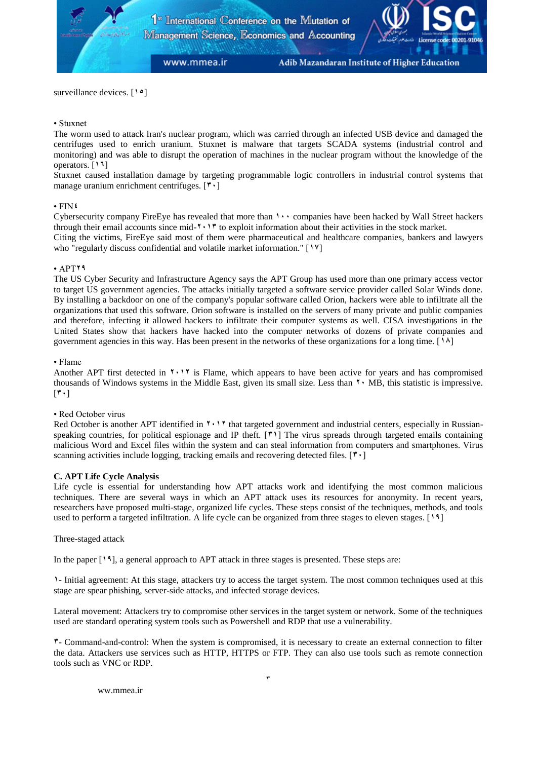surveillance devices. [۱۵]

• Stuxnet

The worm used to attack Iran's nuclear program, which was carried through an infected USB device and damaged the centrifuges used to enrich uranium. Stuxnet is malware that targets SCADA systems (industrial control and monitoring) and was able to disrupt the operation of machines in the nuclear program without the knowledge of the operators. [۱۶]

Stuxnet caused installation damage by targeting programmable logic controllers in industrial control systems that manage uranium enrichment centrifuges. [۳۰]

• FIN۴

Cybersecurity company FireEye has revealed that more than ۱۰۰ companies have been hacked by Wall Street hackers through their email accounts since mid-۲۰۱۳ to exploit information about their activities in the stock market.

Citing the victims, FireEye said most of them were pharmaceutical and healthcare companies, bankers and lawyers who "regularly discuss confidential and volatile market information." [۱۷]

• APT۲۹

The US Cyber Security and Infrastructure Agency says the APT Group has used more than one primary access vector to target US government agencies. The attacks initially targeted a software service provider called Solar Winds done. By installing a backdoor on one of the company's popular software called Orion, hackers were able to infiltrate all the organizations that used this software. Orion software is installed on the servers of many private and public companies and therefore, infecting it allowed hackers to infiltrate their computer systems as well. CISA investigations in the United States show that hackers have hacked into the computer networks of dozens of private companies and government agencies in this way. Has been present in the networks of these organizations for a long time. [۱۸]

• Flame

Another APT first detected in ۲۰۱۲ is Flame, which appears to have been active for years and has compromised thousands of Windows systems in the Middle East, given its small size. Less than ۲۰ MB, this statistic is impressive. [۳۰]

• Red October virus

Red October is another APT identified in ۲۰۱۲ that targeted government and industrial centers, especially in Russian-speaking countries, for political espionage and IP theft. [۳۱] The virus spreads through targeted emails containing malicious Word and Excel files within the system and can steal information from computers and smartphones. Virus scanning activities include logging, tracking emails and recovering detected files. [۳۰]

**C. APT Life Cycle Analysis**

Life cycle is essential for understanding how APT attacks work and identifying the most common malicious techniques. There are several ways in which an APT attack uses its resources for anonymity. In recent years, researchers have proposed multi-stage, organized life cycles. These steps consist of the techniques, methods, and tools used to perform a targeted infiltration. A life cycle can be organized from three stages to eleven stages. [۱۹]

Three-staged attack

In the paper [۱۹], a general approach to APT attack in three stages is presented. These steps are:

۱- Initial agreement: At this stage, attackers try to access the target system. The most common techniques used at this stage are spear phishing, server-side attacks, and infected storage devices.

Lateral movement: Attackers try to compromise other services in the target system or network. Some of the techniques used are standard operating system tools such as Powershell and RDP that use a vulnerability.

۳- Command-and-control: When the system is compromised, it is necessary to create an external connection to filter the data. Attackers use services such as HTTP, HTTPS or FTP. They can also use tools such as remote connection tools such as VNC or RDP.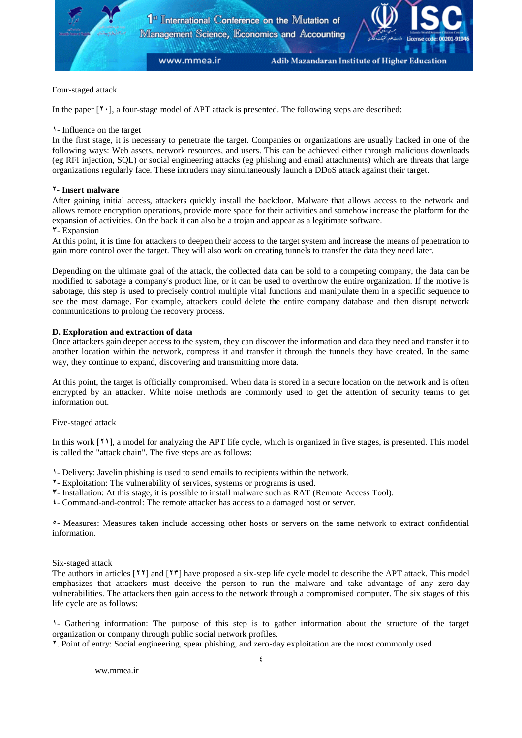Four-staged attack

In the paper [۲۰], a four-stage model of APT attack is presented. The following steps are described:

۱- Influence on the target

In the first stage, it is necessary to penetrate the target. Companies or organizations are usually hacked in one of the following ways: Web assets, network resources, and users. This can be achieved either through malicious downloads (eg RFI injection, SQL) or social engineering attacks (eg phishing and email attachments) which are threats that large organizations regularly face. These intruders may simultaneously launch a DDoS attack against their target.

**۲- Insert malware**

After gaining initial access, attackers quickly install the backdoor. Malware that allows access to the network and allows remote encryption operations, provide more space for their activities and somehow increase the platform for the expansion of activities. On the back it can also be a trojan and appear as a legitimate software.

۳- Expansion

At this point, it is time for attackers to deepen their access to the target system and increase the means of penetration to gain more control over the target. They will also work on creating tunnels to transfer the data they need later.

Depending on the ultimate goal of the attack, the collected data can be sold to a competing company, the data can be modified to sabotage a company's product line, or it can be used to overthrow the entire organization. If the motive is sabotage, this step is used to precisely control multiple vital functions and manipulate them in a specific sequence to see the most damage. For example, attackers could delete the entire company database and then disrupt network communications to prolong the recovery process.

**D. Exploration and extraction of data**

Once attackers gain deeper access to the system, they can discover the information and data they need and transfer it to another location within the network, compress it and transfer it through the tunnels they have created. In the same way, they continue to expand, discovering and transmitting more data.

At this point, the target is officially compromised. When data is stored in a secure location on the network and is often encrypted by an attacker. White noise methods are commonly used to get the attention of security teams to get information out.

Five-staged attack

In this work [۲۱], a model for analyzing the APT life cycle, which is organized in five stages, is presented. This model is called the "attack chain". The five steps are as follows:

۱- Delivery: Javelin phishing is used to send emails to recipients within the network.
۲- Exploitation: The vulnerability of services, systems or programs is used.
۳- Installation: At this stage, it is possible to install malware such as RAT (Remote Access Tool).
٤- Command-and-control: The remote attacker has access to a damaged host or server.

٥- Measures: Measures taken include accessing other hosts or servers on the same network to extract confidential information.

Six-staged attack

The authors in articles [۲۲] and [۲۳] have proposed a six-step life cycle model to describe the APT attack. This model emphasizes that attackers must deceive the person to run the malware and take advantage of any zero-day vulnerabilities. The attackers then gain access to the network through a compromised computer. The six stages of this life cycle are as follows:

۱- Gathering information: The purpose of this step is to gather information about the structure of the target organization or company through public social network profiles.

۲. Point of entry: Social engineering, spear phishing, and zero-day exploitation are the most commonly used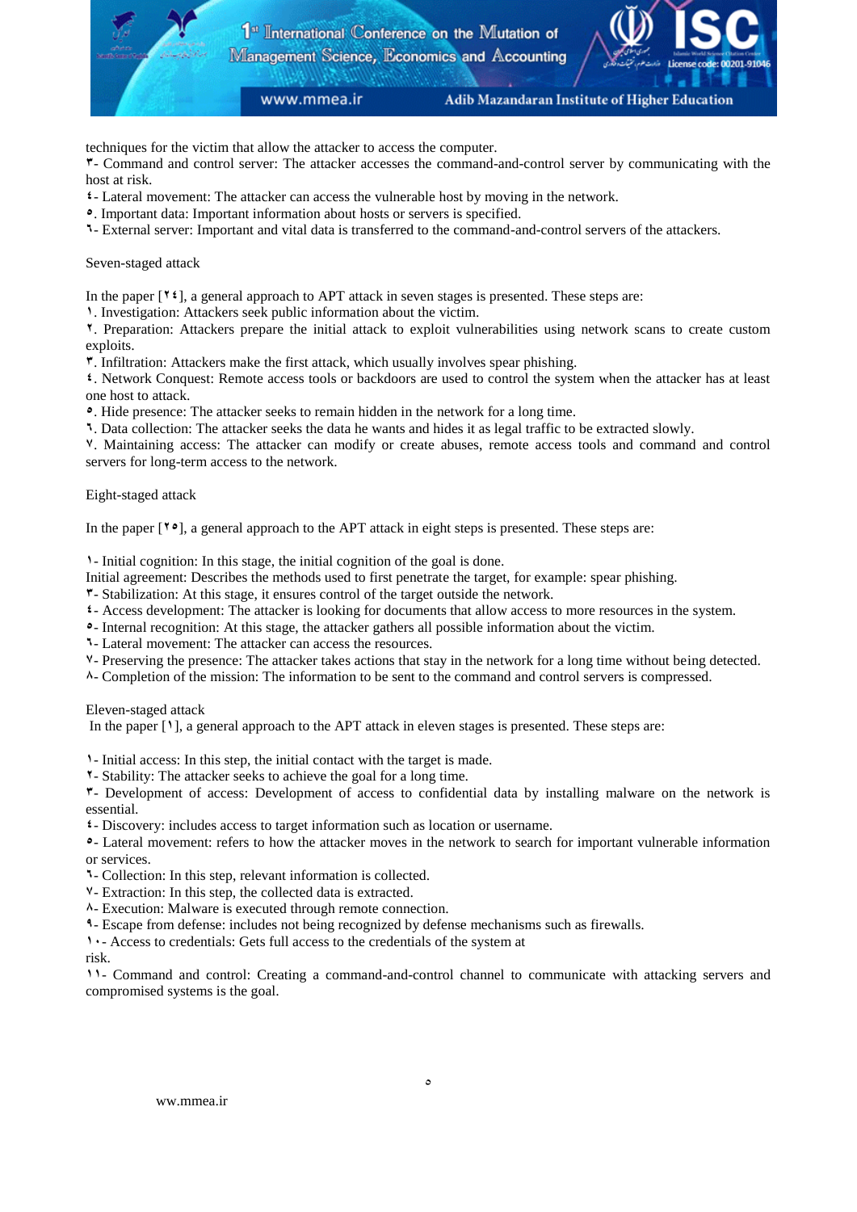techniques for the victim that allow the attacker to access the computer.
۳- Command and control server: The attacker accesses the command-and-control server by communicating with the host at risk.
٤- Lateral movement: The attacker can access the vulnerable host by moving in the network.
٥. Important data: Important information about hosts or servers is specified.
٦- External server: Important and vital data is transferred to the command-and-control servers of the attackers.

Seven-staged attack

In the paper [٢٤], a general approach to APT attack in seven stages is presented. These steps are:
١. Investigation: Attackers seek public information about the victim.
٢. Preparation: Attackers prepare the initial attack to exploit vulnerabilities using network scans to create custom exploits.
٣. Infiltration: Attackers make the first attack, which usually involves spear phishing.
٤. Network Conquest: Remote access tools or backdoors are used to control the system when the attacker has at least one host to attack.
٥. Hide presence: The attacker seeks to remain hidden in the network for a long time.
٦. Data collection: The attacker seeks the data he wants and hides it as legal traffic to be extracted slowly.
٧. Maintaining access: The attacker can modify or create abuses, remote access tools and command and control servers for long-term access to the network.

Eight-staged attack

In the paper [٢٥], a general approach to the APT attack in eight steps is presented. These steps are:

١- Initial cognition: In this stage, the initial cognition of the goal is done.
Initial agreement: Describes the methods used to first penetrate the target, for example: spear phishing.
٣- Stabilization: At this stage, it ensures control of the target outside the network.
٤- Access development: The attacker is looking for documents that allow access to more resources in the system.
٥- Internal recognition: At this stage, the attacker gathers all possible information about the victim.
٦- Lateral movement: The attacker can access the resources.
٧- Preserving the presence: The attacker takes actions that stay in the network for a long time without being detected.
٨- Completion of the mission: The information to be sent to the command and control servers is compressed.

Eleven-staged attack
In the paper [١], a general approach to the APT attack in eleven stages is presented. These steps are:

١- Initial access: In this step, the initial contact with the target is made.
٢- Stability: The attacker seeks to achieve the goal for a long time.
٣- Development of access: Development of access to confidential data by installing malware on the network is essential.
٤- Discovery: includes access to target information such as location or username.
٥- Lateral movement: refers to how the attacker moves in the network to search for important vulnerable information or services.
٦- Collection: In this step, relevant information is collected.
٧- Extraction: In this step, the collected data is extracted.
٨- Execution: Malware is executed through remote connection.
٩- Escape from defense: includes not being recognized by defense mechanisms such as firewalls.
١٠- Access to credentials: Gets full access to the credentials of the system at risk.
١١- Command and control: Creating a command-and-control channel to communicate with attacking servers and compromised systems is the goal.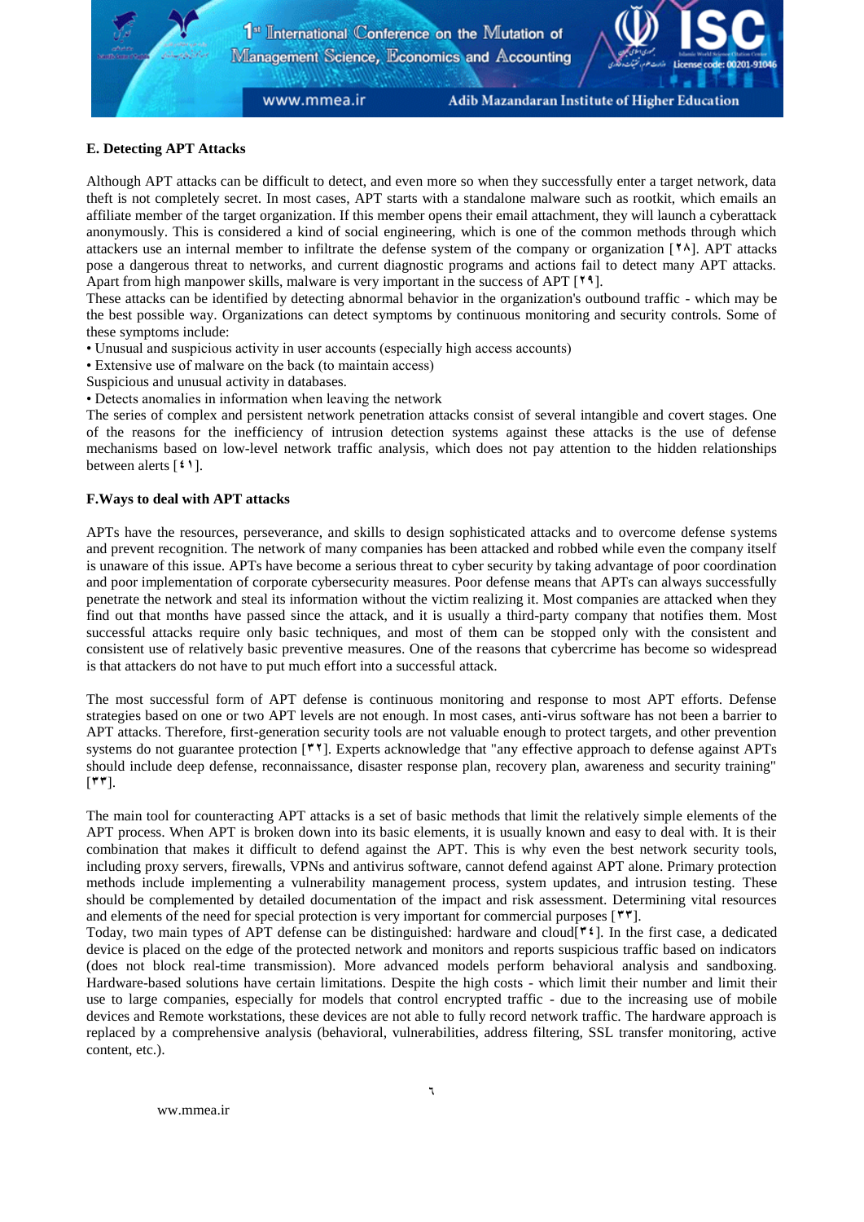### E. Detecting APT Attacks

Although APT attacks can be difficult to detect, and even more so when they successfully enter a target network, data theft is not completely secret. In most cases, APT starts with a standalone malware such as rootkit, which emails an affiliate member of the target organization. If this member opens their email attachment, they will launch a cyberattack anonymously. This is considered a kind of social engineering, which is one of the common methods through which attackers use an internal member to infiltrate the defense system of the company or organization [۲۸]. APT attacks pose a dangerous threat to networks, and current diagnostic programs and actions fail to detect many APT attacks. Apart from high manpower skills, malware is very important in the success of APT [۲۹].

These attacks can be identified by detecting abnormal behavior in the organization's outbound traffic - which may be the best possible way. Organizations can detect symptoms by continuous monitoring and security controls. Some of these symptoms include:

• Unusual and suspicious activity in user accounts (especially high access accounts)

• Extensive use of malware on the back (to maintain access)

Suspicious and unusual activity in databases.

• Detects anomalies in information when leaving the network

The series of complex and persistent network penetration attacks consist of several intangible and covert stages. One of the reasons for the inefficiency of intrusion detection systems against these attacks is the use of defense mechanisms based on low-level network traffic analysis, which does not pay attention to the hidden relationships between alerts [٤١].

### F. Ways to deal with APT attacks

APTs have the resources, perseverance, and skills to design sophisticated attacks and to overcome defense systems and prevent recognition. The network of many companies has been attacked and robbed while even the company itself is unaware of this issue. APTs have become a serious threat to cyber security by taking advantage of poor coordination and poor implementation of corporate cybersecurity measures. Poor defense means that APTs can always successfully penetrate the network and steal its information without the victim realizing it. Most companies are attacked when they find out that months have passed since the attack, and it is usually a third-party company that notifies them. Most successful attacks require only basic techniques, and most of them can be stopped only with the consistent and consistent use of relatively basic preventive measures. One of the reasons that cybercrime has become so widespread is that attackers do not have to put much effort into a successful attack.

The most successful form of APT defense is continuous monitoring and response to most APT efforts. Defense strategies based on one or two APT levels are not enough. In most cases, anti-virus software has not been a barrier to APT attacks. Therefore, first-generation security tools are not valuable enough to protect targets, and other prevention systems do not guarantee protection [۳۲]. Experts acknowledge that "any effective approach to defense against APTs should include deep defense, reconnaissance, disaster response plan, recovery plan, awareness and security training" [۳۳].

The main tool for counteracting APT attacks is a set of basic methods that limit the relatively simple elements of the APT process. When APT is broken down into its basic elements, it is usually known and easy to deal with. It is their combination that makes it difficult to defend against the APT. This is why even the best network security tools, including proxy servers, firewalls, VPNs and antivirus software, cannot defend against APT alone. Primary protection methods include implementing a vulnerability management process, system updates, and intrusion testing. These should be complemented by detailed documentation of the impact and risk assessment. Determining vital resources and elements of the need for special protection is very important for commercial purposes [۳۳].

Today, two main types of APT defense can be distinguished: hardware and cloud[۳٤]. In the first case, a dedicated device is placed on the edge of the protected network and monitors and reports suspicious traffic based on indicators (does not block real-time transmission). More advanced models perform behavioral analysis and sandboxing. Hardware-based solutions have certain limitations. Despite the high costs - which limit their number and limit their use to large companies, especially for models that control encrypted traffic - due to the increasing use of mobile devices and Remote workstations, these devices are not able to fully record network traffic. The hardware approach is replaced by a comprehensive analysis (behavioral, vulnerabilities, address filtering, SSL transfer monitoring, active content, etc.).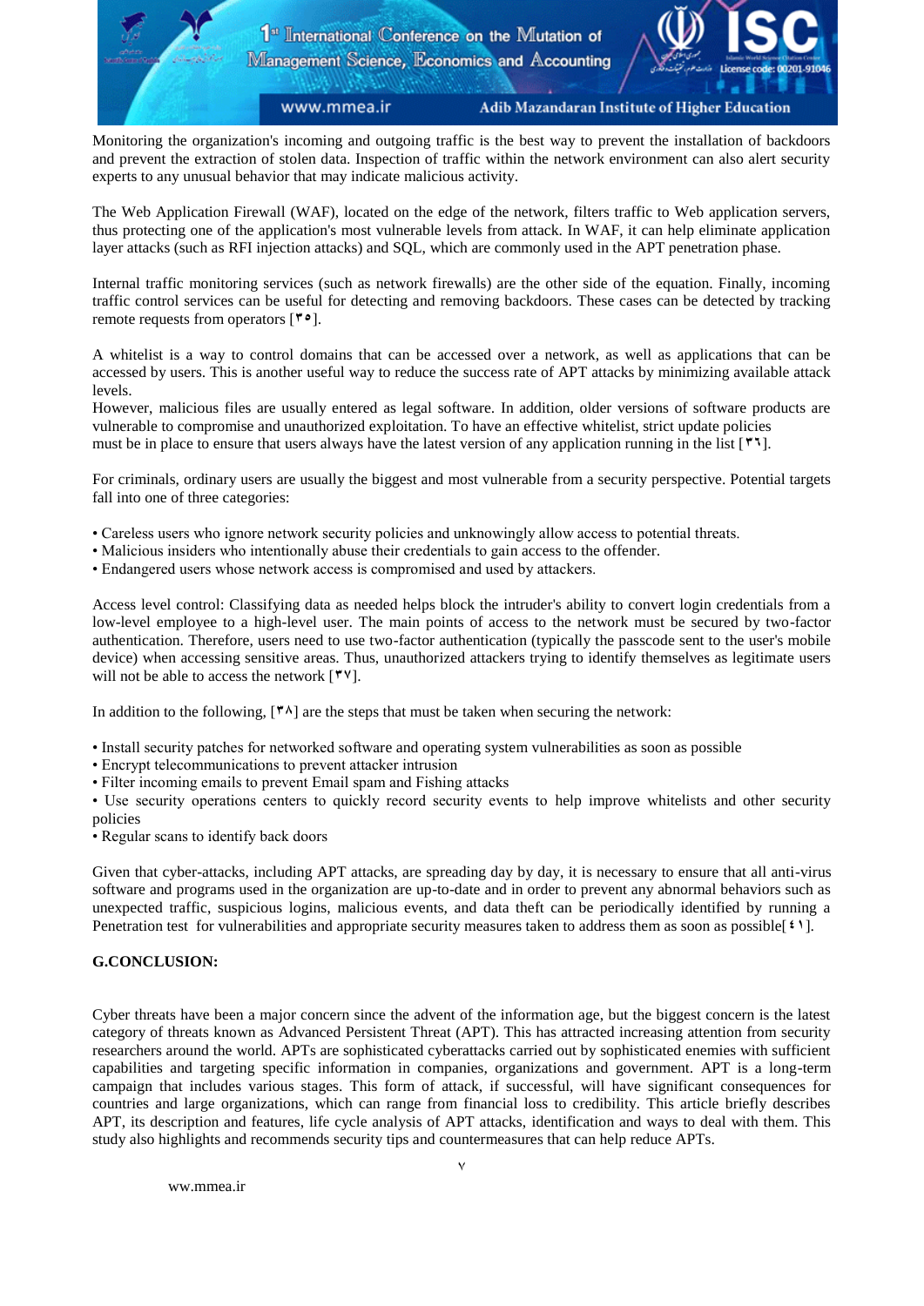Monitoring the organization's incoming and outgoing traffic is the best way to prevent the installation of backdoors and prevent the extraction of stolen data. Inspection of traffic within the network environment can also alert security experts to any unusual behavior that may indicate malicious activity.

The Web Application Firewall (WAF), located on the edge of the network, filters traffic to Web application servers, thus protecting one of the application's most vulnerable levels from attack. In WAF, it can help eliminate application layer attacks (such as RFI injection attacks) and SQL, which are commonly used in the APT penetration phase.

Internal traffic monitoring services (such as network firewalls) are the other side of the equation. Finally, incoming traffic control services can be useful for detecting and removing backdoors. These cases can be detected by tracking remote requests from operators [۳۵].

A whitelist is a way to control domains that can be accessed over a network, as well as applications that can be accessed by users. This is another useful way to reduce the success rate of APT attacks by minimizing available attack levels.
However, malicious files are usually entered as legal software. In addition, older versions of software products are vulnerable to compromise and unauthorized exploitation. To have an effective whitelist, strict update policies must be in place to ensure that users always have the latest version of any application running in the list [۳۶].

For criminals, ordinary users are usually the biggest and most vulnerable from a security perspective. Potential targets fall into one of three categories:

- Careless users who ignore network security policies and unknowingly allow access to potential threats.
- Malicious insiders who intentionally abuse their credentials to gain access to the offender.
- Endangered users whose network access is compromised and used by attackers.

Access level control: Classifying data as needed helps block the intruder's ability to convert login credentials from a low-level employee to a high-level user. The main points of access to the network must be secured by two-factor authentication. Therefore, users need to use two-factor authentication (typically the passcode sent to the user's mobile device) when accessing sensitive areas. Thus, unauthorized attackers trying to identify themselves as legitimate users will not be able to access the network [۳۷].

In addition to the following, [۳۸] are the steps that must be taken when securing the network:

- Install security patches for networked software and operating system vulnerabilities as soon as possible
- Encrypt telecommunications to prevent attacker intrusion
- Filter incoming emails to prevent Email spam and Fishing attacks
- Use security operations centers to quickly record security events to help improve whitelists and other security policies
- Regular scans to identify back doors

Given that cyber-attacks, including APT attacks, are spreading day by day, it is necessary to ensure that all anti-virus software and programs used in the organization are up-to-date and in order to prevent any abnormal behaviors such as unexpected traffic, suspicious logins, malicious events, and data theft can be periodically identified by running a Penetration test for vulnerabilities and appropriate security measures taken to address them as soon as possible[۴۱].

## G.CONCLUSION:

Cyber threats have been a major concern since the advent of the information age, but the biggest concern is the latest category of threats known as Advanced Persistent Threat (APT). This has attracted increasing attention from security researchers around the world. APTs are sophisticated cyberattacks carried out by sophisticated enemies with sufficient capabilities and targeting specific information in companies, organizations and government. APT is a long-term campaign that includes various stages. This form of attack, if successful, will have significant consequences for countries and large organizations, which can range from financial loss to credibility. This article briefly describes APT, its description and features, life cycle analysis of APT attacks, identification and ways to deal with them. This study also highlights and recommends security tips and countermeasures that can help reduce APTs.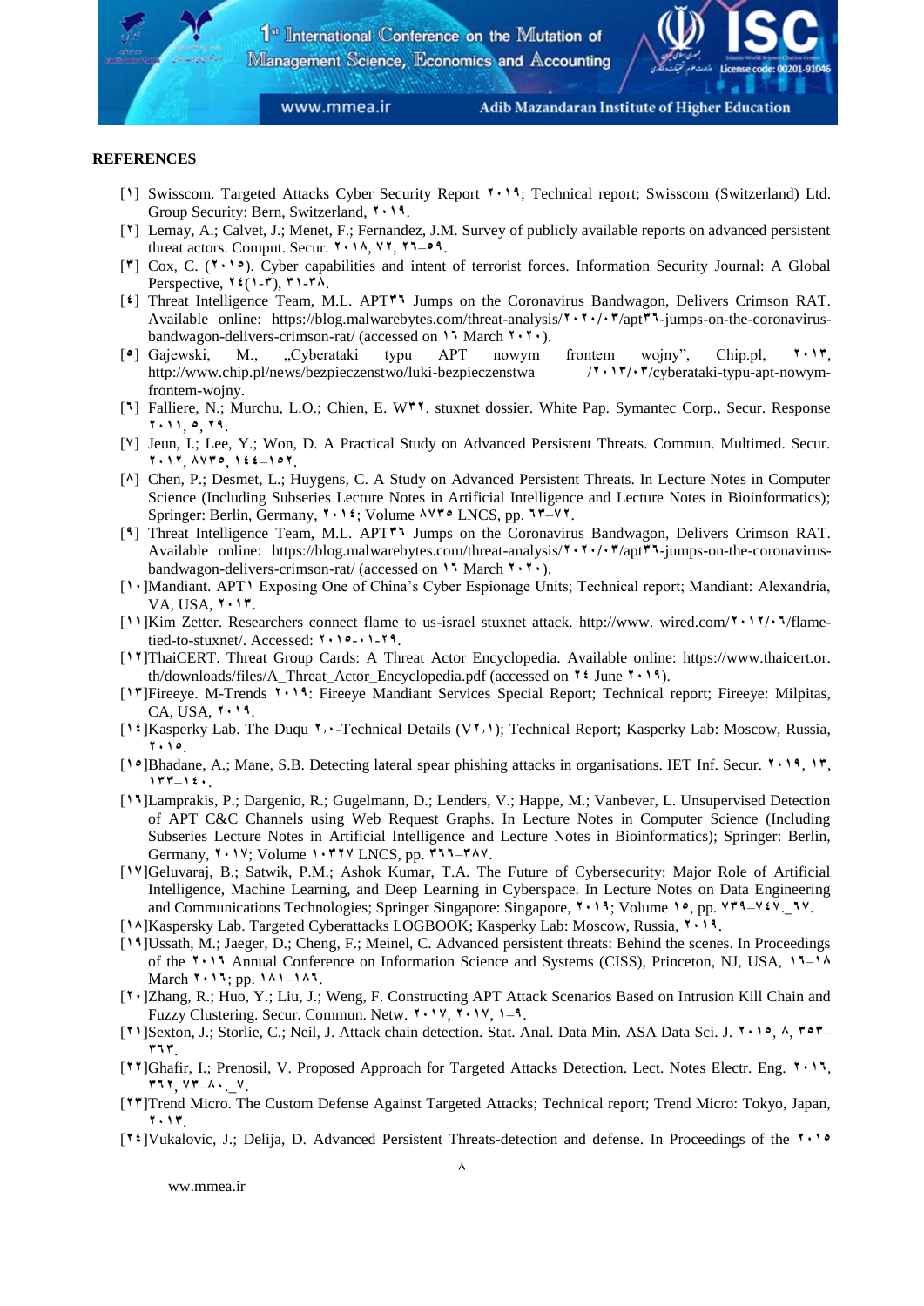**REFERENCES**

[۱] Swisscom. Targeted Attacks Cyber Security Report ۲۰۱۹; Technical report; Swisscom (Switzerland) Ltd. Group Security: Bern, Switzerland, ۲۰۱۹.

[۲] Lemay, A.; Calvet, J.; Menet, F.; Fernandez, J.M. Survey of publicly available reports on advanced persistent threat actors. Comput. Secur. ۲۰۱۸, ۷۲, ۲٦–۵۹.

[۳] Cox, C. (۲۰۱۵). Cyber capabilities and intent of terrorist forces. Information Security Journal: A Global Perspective, ۲٤(۱-۳), ۳۱-۳۸.

[٤] Threat Intelligence Team, M.L. APT۳٦ Jumps on the Coronavirus Bandwagon, Delivers Crimson RAT. Available online: https://blog.malwarebytes.com/threat-analysis/۲۰۲۰/۰۳/apt۳٦-jumps-on-the-coronavirus-bandwagon-delivers-crimson-rat/ (accessed on ۱٦ March ۲۰۲۰).

[۵] Gajewski, M., „Cyberataki typu APT nowym frontem wojny", Chip.pl, ۲۰۱۳, http://www.chip.pl/news/bezpieczenstwo/luki-bezpieczenstwa /۲۰۱۳/۰۳/cyberataki-typu-apt-nowym-frontem-wojny.

[٦] Falliere, N.; Murchu, L.O.; Chien, E. W۳۲. stuxnet dossier. White Pap. Symantec Corp., Secur. Response ۲۰۱۱, ۵, ۲۹.

[۷] Jeun, I.; Lee, Y.; Won, D. A Practical Study on Advanced Persistent Threats. Commun. Multimed. Secur. ۲۰۱۲, ۸۷۳۵, ۱٤٤–۱۵۲.

[۸] Chen, P.; Desmet, L.; Huygens, C. A Study on Advanced Persistent Threats. In Lecture Notes in Computer Science (Including Subseries Lecture Notes in Artificial Intelligence and Lecture Notes in Bioinformatics); Springer: Berlin, Germany, ۲۰۱٤; Volume ۸۷۳۵ LNCS, pp. ٦۳–۷۲.

[۹] Threat Intelligence Team, M.L. APT۳٦ Jumps on the Coronavirus Bandwagon, Delivers Crimson RAT. Available online: https://blog.malwarebytes.com/threat-analysis/۲۰۲۰/۰۳/apt۳٦-jumps-on-the-coronavirus-bandwagon-delivers-crimson-rat/ (accessed on ۱٦ March ۲۰۲۰).

[۱۰]Mandiant. APT۱ Exposing One of China's Cyber Espionage Units; Technical report; Mandiant: Alexandria, VA, USA, ۲۰۱۳.

[۱۱]Kim Zetter. Researchers connect flame to us-israel stuxnet attack. http://www. wired.com/۲۰۱۲/۰٦/flame-tied-to-stuxnet/. Accessed: ۲۰۱۵-۰۱-۲۹.

[۱۲]ThaiCERT. Threat Group Cards: A Threat Actor Encyclopedia. Available online: https://www.thaicert.or.th/downloads/files/A_Threat_Actor_Encyclopedia.pdf (accessed on ۲٤ June ۲۰۱۹).

[۱۳]Fireeye. M-Trends ۲۰۱۹: Fireeye Mandiant Services Special Report; Technical report; Fireeye: Milpitas, CA, USA, ۲۰۱۹.

[۱٤]Kasperky Lab. The Duqu ۲,۰-Technical Details (V۲,۱); Technical Report; Kasperky Lab: Moscow, Russia, ۲۰۱۵.

[۱۵]Bhadane, A.; Mane, S.B. Detecting lateral spear phishing attacks in organisations. IET Inf. Secur. ۲۰۱۹, ۱۳, ۱۳۳–۱٤۰.

[۱٦]Lamprakis, P.; Dargenio, R.; Gugelmann, D.; Lenders, V.; Happe, M.; Vanbever, L. Unsupervised Detection of APT C&C Channels using Web Request Graphs. In Lecture Notes in Computer Science (Including Subseries Lecture Notes in Artificial Intelligence and Lecture Notes in Bioinformatics); Springer: Berlin, Germany, ۲۰۱۷; Volume ۱۰۳۲۷ LNCS, pp. ۳٦٦–۳۸۷.

[۱۷]Geluvaraj, B.; Satwik, P.M.; Ashok Kumar, T.A. The Future of Cybersecurity: Major Role of Artificial Intelligence, Machine Learning, and Deep Learning in Cyberspace. In Lecture Notes on Data Engineering and Communications Technologies; Springer Singapore: Singapore, ۲۰۱۹; Volume ۱۵, pp. ۷۳۹–۷٤۷._٦۷.

[۱۸]Kaspersky Lab. Targeted Cyberattacks LOGBOOK; Kaspersky Lab: Moscow, Russia, ۲۰۱۹.

[۱۹]Ussath, M.; Jaeger, D.; Cheng, F.; Meinel, C. Advanced persistent threats: Behind the scenes. In Proceedings of the ۲۰۱٦ Annual Conference on Information Science and Systems (CISS), Princeton, NJ, USA, ۱٦–۱۸ March ۲۰۱٦; pp. ۱۸۱–۱۸٦.

[۲۰]Zhang, R.; Huo, Y.; Liu, J.; Weng, F. Constructing APT Attack Scenarios Based on Intrusion Kill Chain and Fuzzy Clustering. Secur. Commun. Netw. ۲۰۱۷, ۲۰۱۷, ۱–۹.

[۲۱]Sexton, J.; Storlie, C.; Neil, J. Attack chain detection. Stat. Anal. Data Min. ASA Data Sci. J. ۲۰۱۵, ۸, ۳۵۳–۳٦۳.

[۲۲]Ghafir, I.; Prenosil, V. Proposed Approach for Targeted Attacks Detection. Lect. Notes Electr. Eng. ۲۰۱٦, ۳٦۲, ۷۳–۸۰._۷.

[۲۳]Trend Micro. The Custom Defense Against Targeted Attacks; Technical report; Trend Micro: Tokyo, Japan, ۲۰۱۳.

[۲٤]Vukalovic, J.; Delija, D. Advanced Persistent Threats-detection and defense. In Proceedings of the ۲۰۱۵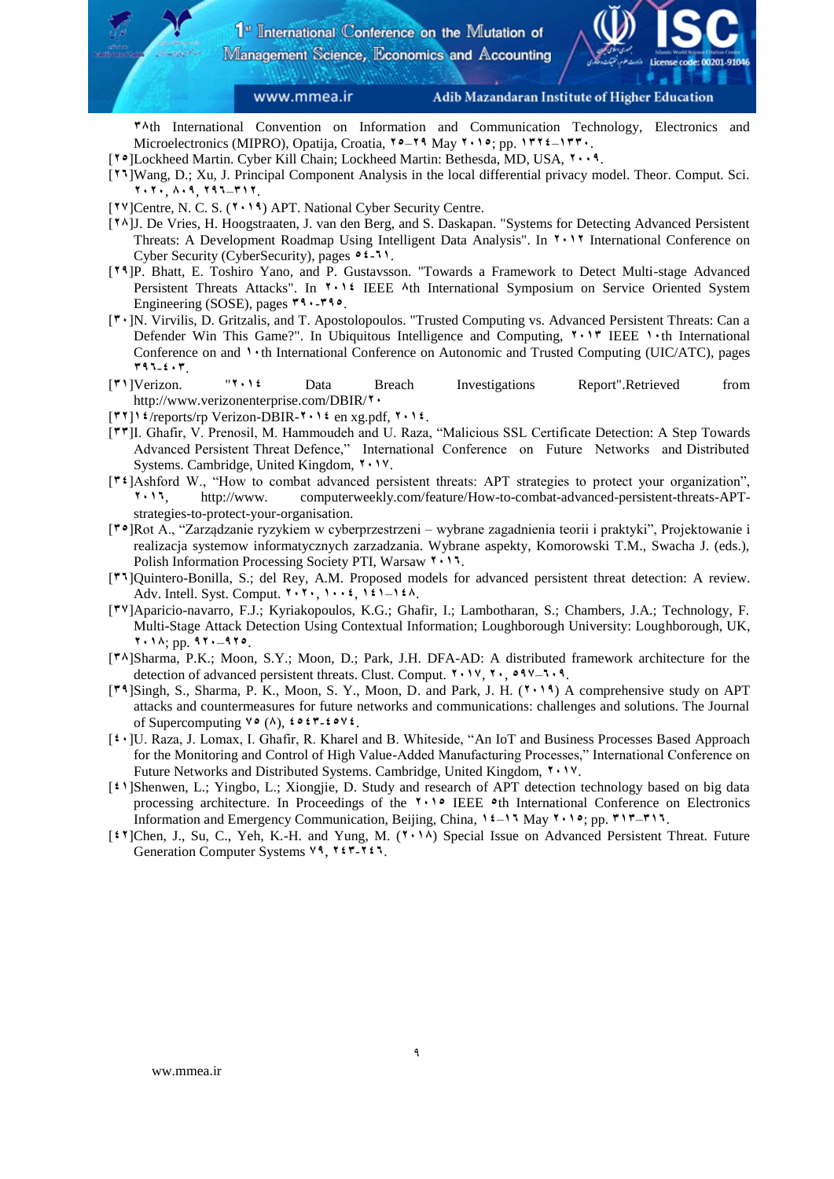۳۸th International Convention on Information and Communication Technology, Electronics and Microelectronics (MIPRO), Opatija, Croatia, ۲۵–۲۹ May ۲۰۱۵; pp. ۱۳۲٤–۱۳۳۰.

[۲۵]Lockheed Martin. Cyber Kill Chain; Lockheed Martin: Bethesda, MD, USA, ۲۰۰۹.

[۲٦]Wang, D.; Xu, J. Principal Component Analysis in the local differential privacy model. Theor. Comput. Sci. ۲۰۲۰, ۸۰۹, ۲۹٦–۳۱۲.

[۲۷]Centre, N. C. S. (۲۰۱۹) APT. National Cyber Security Centre.

[۲۸]J. De Vries, H. Hoogstraaten, J. van den Berg, and S. Daskapan. "Systems for Detecting Advanced Persistent Threats: A Development Roadmap Using Intelligent Data Analysis". In ۲۰۱۲ International Conference on Cyber Security (CyberSecurity), pages ٥٤-٦۱.

[۲۹]P. Bhatt, E. Toshiro Yano, and P. Gustavsson. "Towards a Framework to Detect Multi-stage Advanced Persistent Threats Attacks". In ۲۰۱٤ IEEE ۸th International Symposium on Service Oriented System Engineering (SOSE), pages ۳۹۰-۳۹٥.

[۳۰]N. Virvilis, D. Gritzalis, and T. Apostolopoulos. "Trusted Computing vs. Advanced Persistent Threats: Can a Defender Win This Game?". In Ubiquitous Intelligence and Computing, ۲۰۱۳ IEEE ۱۰th International Conference on and ۱۰th International Conference on Autonomic and Trusted Computing (UIC/ATC), pages ۳۹٦-٤۰۳.

[۳۱]Verizon. "۲۰۱٤ Data Breach Investigations Report".Retrieved from http://www.verizonenterprise.com/DBIR/۲۰

[۳۲]۱٤/reports/rp Verizon-DBIR-۲۰۱٤ en xg.pdf, ۲۰۱٤.

[۳۳]I. Ghafir, V. Prenosil, M. Hammoudeh and U. Raza, "Malicious SSL Certificate Detection: A Step Towards Advanced Persistent Threat Defence," International Conference on Future Networks and Distributed Systems. Cambridge, United Kingdom, ۲۰۱۷.

[۳٤]Ashford W., "How to combat advanced persistent threats: APT strategies to protect your organization", ۲۰۱٦, http://www. computerweekly.com/feature/How-to-combat-advanced-persistent-threats-APT-strategies-to-protect-your-organisation.

[۳٥]Rot A., "Zarządzanie ryzykiem w cyberprzestrzeni – wybrane zagadnienia teorii i praktyki", Projektowanie i realizacja systemow informatycznych zarzadzania. Wybrane aspekty, Komorowski T.M., Swacha J. (eds.), Polish Information Processing Society PTI, Warsaw ۲۰۱٦.

[۳٦]Quintero-Bonilla, S.; del Rey, A.M. Proposed models for advanced persistent threat detection: A review. Adv. Intell. Syst. Comput. ۲۰۲۰, ۱۰۰٤, ۱٤۱–۱٤۸.

[۳۷]Aparicio-navarro, F.J.; Kyriakopoulos, K.G.; Ghafir, I.; Lambotharan, S.; Chambers, J.A.; Technology, F. Multi-Stage Attack Detection Using Contextual Information; Loughborough University: Loughborough, UK, ۲۰۱۸; pp. ۹۲۰–۹۲٥.

[۳۸]Sharma, P.K.; Moon, S.Y.; Moon, D.; Park, J.H. DFA-AD: A distributed framework architecture for the detection of advanced persistent threats. Clust. Comput. ۲۰۱۷, ۲۰, ٥۹۷–٦۰۹.

[۳۹]Singh, S., Sharma, P. K., Moon, S. Y., Moon, D. and Park, J. H. (۲۰۱۹) A comprehensive study on APT attacks and countermeasures for future networks and communications: challenges and solutions. The Journal of Supercomputing ۷٥ (۸), ٤٥٤۳-٤٥۷٤.

[٤۰]U. Raza, J. Lomax, I. Ghafir, R. Kharel and B. Whiteside, "An IoT and Business Processes Based Approach for the Monitoring and Control of High Value-Added Manufacturing Processes," International Conference on Future Networks and Distributed Systems. Cambridge, United Kingdom, ۲۰۱۷.

[٤۱]Shenwen, L.; Yingbo, L.; Xiongjie, D. Study and research of APT detection technology based on big data processing architecture. In Proceedings of the ۲۰۱٥ IEEE ٥th International Conference on Electronics Information and Emergency Communication, Beijing, China, ۱٤–۱٦ May ۲۰۱٥; pp. ۳۱۳–۳۱٦.

[٤۲]Chen, J., Su, C., Yeh, K.-H. and Yung, M. (۲۰۱۸) Special Issue on Advanced Persistent Threat. Future Generation Computer Systems ۷۹, ۲٤۳-۲٤٦.